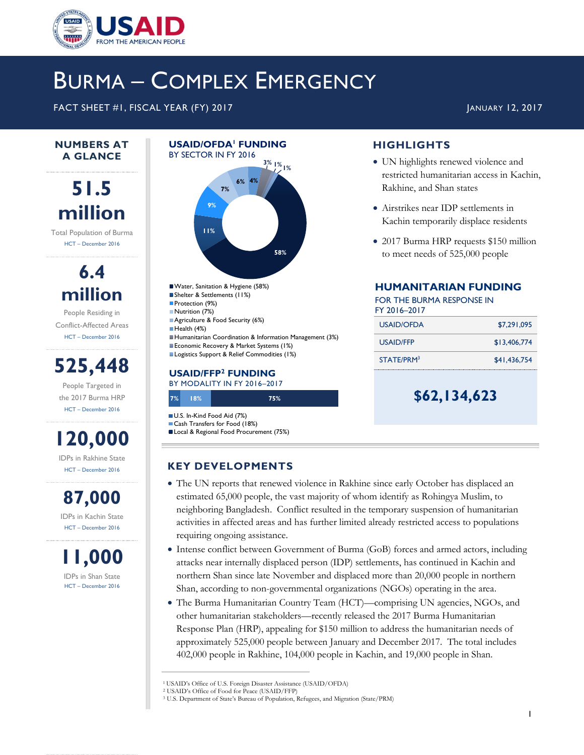# BURMA – COMPLEX EMERGENCY

FACT SHEET #1, FISCAL YEAR (FY) 2017

JANUARY 12, 2017

## NUMBERS AT A GLANCE

**51.5 million**
Total Population of Burma
HCT – December 2016

**6.4 million**
People Residing in Conflict-Affected Areas
HCT – December 2016

**525,448**
People Targeted in the 2017 Burma HRP
HCT – December 2016

**120,000**
IDPs in Rakhine State
HCT – December 2016

**87,000**
IDPs in Kachin State
HCT – December 2016

**11,000**
IDPs in Shan State
HCT – December 2016

## USAID/OFDA[1] FUNDING

BY SECTOR IN FY 2016

- Water, Sanitation & Hygiene (58%)
- Shelter & Settlements (11%)
- Protection (9%)
- Nutrition (7%)
- Agriculture & Food Security (6%)
- Health (4%)
- Humanitarian Coordination & Information Management (3%)
- Economic Recovery & Market Systems (1%)
- Logistics Support & Relief Commodities (1%)

## USAID/FFP[2] FUNDING

BY MODALITY IN FY 2016–2017

- U.S. In-Kind Food Aid (7%)
- Cash Transfers for Food (18%)
- Local & Regional Food Procurement (75%)

## HIGHLIGHTS

- UN highlights renewed violence and restricted humanitarian access in Kachin, Rakhine, and Shan states
- Airstrikes near IDP settlements in Kachin temporarily displace residents
- 2017 Burma HRP requests $150 million to meet needs of 525,000 people

## HUMANITARIAN FUNDING

FOR THE BURMA RESPONSE IN FY 2016–2017

| | |
|---|---|
| USAID/OFDA | $7,291,095 |
| USAID/FFP | $13,406,774 |
| STATE/PRM[3] | $41,436,754 |
| | **$62,134,623** |

## KEY DEVELOPMENTS

- The UN reports that renewed violence in Rakhine since early October has displaced an estimated 65,000 people, the vast majority of whom identify as Rohingya Muslim, to neighboring Bangladesh. Conflict resulted in the temporary suspension of humanitarian activities in affected areas and has further limited already restricted access to populations requiring ongoing assistance.
- Intense conflict between Government of Burma (GoB) forces and armed actors, including attacks near internally displaced person (IDP) settlements, has continued in Kachin and northern Shan since late November and displaced more than 20,000 people in northern Shan, according to non-governmental organizations (NGOs) operating in the area.
- The Burma Humanitarian Country Team (HCT)—comprising UN agencies, NGOs, and other humanitarian stakeholders—recently released the 2017 Burma Humanitarian Response Plan (HRP), appealing for $150 million to address the humanitarian needs of approximately 525,000 people between January and December 2017. The total includes 402,000 people in Rakhine, 104,000 people in Kachin, and 19,000 people in Shan.

[1] USAID's Office of U.S. Foreign Disaster Assistance (USAID/OFDA)
[2] USAID's Office of Food for Peace (USAID/FFP)
[3] U.S. Department of State's Bureau of Population, Refugees, and Migration (State/PRM)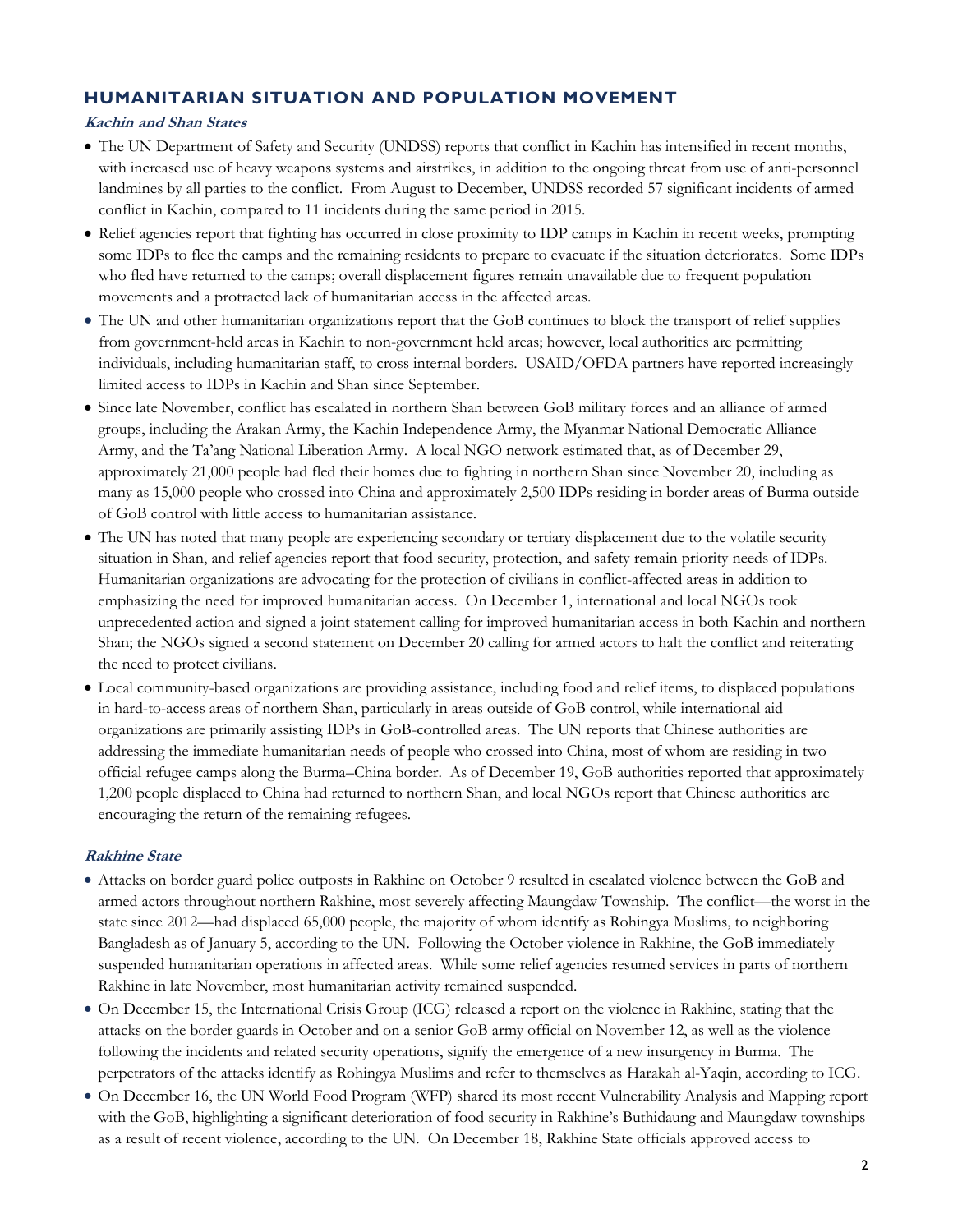## HUMANITARIAN SITUATION AND POPULATION MOVEMENT

### *Kachin and Shan States*

- The UN Department of Safety and Security (UNDSS) reports that conflict in Kachin has intensified in recent months, with increased use of heavy weapons systems and airstrikes, in addition to the ongoing threat from use of anti-personnel landmines by all parties to the conflict. From August to December, UNDSS recorded 57 significant incidents of armed conflict in Kachin, compared to 11 incidents during the same period in 2015.
- Relief agencies report that fighting has occurred in close proximity to IDP camps in Kachin in recent weeks, prompting some IDPs to flee the camps and the remaining residents to prepare to evacuate if the situation deteriorates. Some IDPs who fled have returned to the camps; overall displacement figures remain unavailable due to frequent population movements and a protracted lack of humanitarian access in the affected areas.
- The UN and other humanitarian organizations report that the GoB continues to block the transport of relief supplies from government-held areas in Kachin to non-government held areas; however, local authorities are permitting individuals, including humanitarian staff, to cross internal borders. USAID/OFDA partners have reported increasingly limited access to IDPs in Kachin and Shan since September.
- Since late November, conflict has escalated in northern Shan between GoB military forces and an alliance of armed groups, including the Arakan Army, the Kachin Independence Army, the Myanmar National Democratic Alliance Army, and the Ta'ang National Liberation Army. A local NGO network estimated that, as of December 29, approximately 21,000 people had fled their homes due to fighting in northern Shan since November 20, including as many as 15,000 people who crossed into China and approximately 2,500 IDPs residing in border areas of Burma outside of GoB control with little access to humanitarian assistance.
- The UN has noted that many people are experiencing secondary or tertiary displacement due to the volatile security situation in Shan, and relief agencies report that food security, protection, and safety remain priority needs of IDPs. Humanitarian organizations are advocating for the protection of civilians in conflict-affected areas in addition to emphasizing the need for improved humanitarian access. On December 1, international and local NGOs took unprecedented action and signed a joint statement calling for improved humanitarian access in both Kachin and northern Shan; the NGOs signed a second statement on December 20 calling for armed actors to halt the conflict and reiterating the need to protect civilians.
- Local community-based organizations are providing assistance, including food and relief items, to displaced populations in hard-to-access areas of northern Shan, particularly in areas outside of GoB control, while international aid organizations are primarily assisting IDPs in GoB-controlled areas. The UN reports that Chinese authorities are addressing the immediate humanitarian needs of people who crossed into China, most of whom are residing in two official refugee camps along the Burma–China border. As of December 19, GoB authorities reported that approximately 1,200 people displaced to China had returned to northern Shan, and local NGOs report that Chinese authorities are encouraging the return of the remaining refugees.

### *Rakhine State*

- Attacks on border guard police outposts in Rakhine on October 9 resulted in escalated violence between the GoB and armed actors throughout northern Rakhine, most severely affecting Maungdaw Township. The conflict—the worst in the state since 2012—had displaced 65,000 people, the majority of whom identify as Rohingya Muslims, to neighboring Bangladesh as of January 5, according to the UN. Following the October violence in Rakhine, the GoB immediately suspended humanitarian operations in affected areas. While some relief agencies resumed services in parts of northern Rakhine in late November, most humanitarian activity remained suspended.
- On December 15, the International Crisis Group (ICG) released a report on the violence in Rakhine, stating that the attacks on the border guards in October and on a senior GoB army official on November 12, as well as the violence following the incidents and related security operations, signify the emergence of a new insurgency in Burma. The perpetrators of the attacks identify as Rohingya Muslims and refer to themselves as Harakah al-Yaqin, according to ICG.
- On December 16, the UN World Food Program (WFP) shared its most recent Vulnerability Analysis and Mapping report with the GoB, highlighting a significant deterioration of food security in Rakhine's Buthidaung and Maungdaw townships as a result of recent violence, according to the UN. On December 18, Rakhine State officials approved access to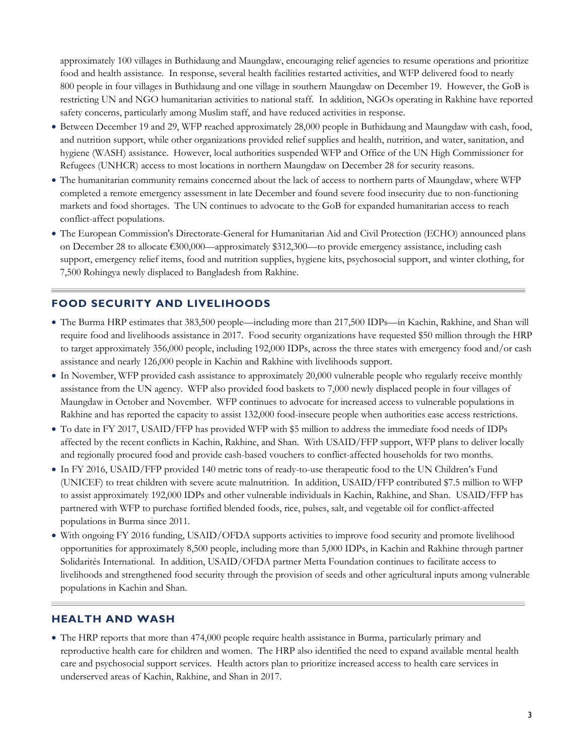approximately 100 villages in Buthidaung and Maungdaw, encouraging relief agencies to resume operations and prioritize food and health assistance. In response, several health facilities restarted activities, and WFP delivered food to nearly 800 people in four villages in Buthidaung and one village in southern Maungdaw on December 19. However, the GoB is restricting UN and NGO humanitarian activities to national staff. In addition, NGOs operating in Rakhine have reported safety concerns, particularly among Muslim staff, and have reduced activities in response.

- Between December 19 and 29, WFP reached approximately 28,000 people in Buthidaung and Maungdaw with cash, food, and nutrition support, while other organizations provided relief supplies and health, nutrition, and water, sanitation, and hygiene (WASH) assistance. However, local authorities suspended WFP and Office of the UN High Commissioner for Refugees (UNHCR) access to most locations in northern Maungdaw on December 28 for security reasons.
- The humanitarian community remains concerned about the lack of access to northern parts of Maungdaw, where WFP completed a remote emergency assessment in late December and found severe food insecurity due to non-functioning markets and food shortages. The UN continues to advocate to the GoB for expanded humanitarian access to reach conflict-affect populations.
- The European Commission's Directorate-General for Humanitarian Aid and Civil Protection (ECHO) announced plans on December 28 to allocate €300,000—approximately $312,300—to provide emergency assistance, including cash support, emergency relief items, food and nutrition supplies, hygiene kits, psychosocial support, and winter clothing, for 7,500 Rohingya newly displaced to Bangladesh from Rakhine.

## FOOD SECURITY AND LIVELIHOODS

- The Burma HRP estimates that 383,500 people—including more than 217,500 IDPs—in Kachin, Rakhine, and Shan will require food and livelihoods assistance in 2017. Food security organizations have requested $50 million through the HRP to target approximately 356,000 people, including 192,000 IDPs, across the three states with emergency food and/or cash assistance and nearly 126,000 people in Kachin and Rakhine with livelihoods support.
- In November, WFP provided cash assistance to approximately 20,000 vulnerable people who regularly receive monthly assistance from the UN agency. WFP also provided food baskets to 7,000 newly displaced people in four villages of Maungdaw in October and November. WFP continues to advocate for increased access to vulnerable populations in Rakhine and has reported the capacity to assist 132,000 food-insecure people when authorities ease access restrictions.
- To date in FY 2017, USAID/FFP has provided WFP with $5 million to address the immediate food needs of IDPs affected by the recent conflicts in Kachin, Rakhine, and Shan. With USAID/FFP support, WFP plans to deliver locally and regionally procured food and provide cash-based vouchers to conflict-affected households for two months.
- In FY 2016, USAID/FFP provided 140 metric tons of ready-to-use therapeutic food to the UN Children's Fund (UNICEF) to treat children with severe acute malnutrition. In addition, USAID/FFP contributed $7.5 million to WFP to assist approximately 192,000 IDPs and other vulnerable individuals in Kachin, Rakhine, and Shan. USAID/FFP has partnered with WFP to purchase fortified blended foods, rice, pulses, salt, and vegetable oil for conflict-affected populations in Burma since 2011.
- With ongoing FY 2016 funding, USAID/OFDA supports activities to improve food security and promote livelihood opportunities for approximately 8,500 people, including more than 5,000 IDPs, in Kachin and Rakhine through partner Solidarités International. In addition, USAID/OFDA partner Metta Foundation continues to facilitate access to livelihoods and strengthened food security through the provision of seeds and other agricultural inputs among vulnerable populations in Kachin and Shan.

## HEALTH AND WASH

- The HRP reports that more than 474,000 people require health assistance in Burma, particularly primary and reproductive health care for children and women. The HRP also identified the need to expand available mental health care and psychosocial support services. Health actors plan to prioritize increased access to health care services in underserved areas of Kachin, Rakhine, and Shan in 2017.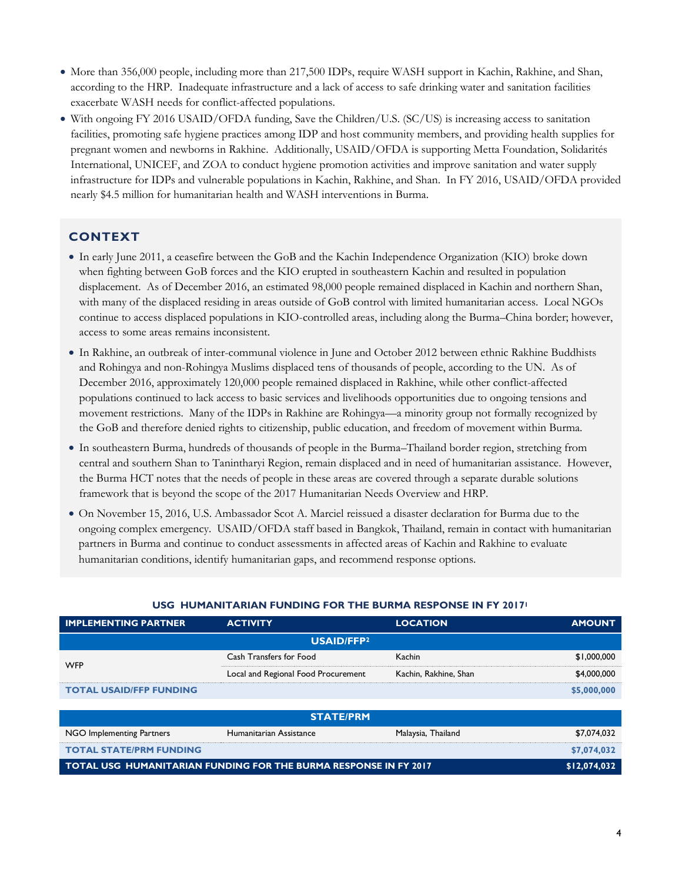- More than 356,000 people, including more than 217,500 IDPs, require WASH support in Kachin, Rakhine, and Shan, according to the HRP. Inadequate infrastructure and a lack of access to safe drinking water and sanitation facilities exacerbate WASH needs for conflict-affected populations.
- With ongoing FY 2016 USAID/OFDA funding, Save the Children/U.S. (SC/US) is increasing access to sanitation facilities, promoting safe hygiene practices among IDP and host community members, and providing health supplies for pregnant women and newborns in Rakhine. Additionally, USAID/OFDA is supporting Metta Foundation, Solidarités International, UNICEF, and ZOA to conduct hygiene promotion activities and improve sanitation and water supply infrastructure for IDPs and vulnerable populations in Kachin, Rakhine, and Shan. In FY 2016, USAID/OFDA provided nearly $4.5 million for humanitarian health and WASH interventions in Burma.

## CONTEXT

- In early June 2011, a ceasefire between the GoB and the Kachin Independence Organization (KIO) broke down when fighting between GoB forces and the KIO erupted in southeastern Kachin and resulted in population displacement. As of December 2016, an estimated 98,000 people remained displaced in Kachin and northern Shan, with many of the displaced residing in areas outside of GoB control with limited humanitarian access. Local NGOs continue to access displaced populations in KIO-controlled areas, including along the Burma–China border; however, access to some areas remains inconsistent.
- In Rakhine, an outbreak of inter-communal violence in June and October 2012 between ethnic Rakhine Buddhists and Rohingya and non-Rohingya Muslims displaced tens of thousands of people, according to the UN. As of December 2016, approximately 120,000 people remained displaced in Rakhine, while other conflict-affected populations continued to lack access to basic services and livelihoods opportunities due to ongoing tensions and movement restrictions. Many of the IDPs in Rakhine are Rohingya—a minority group not formally recognized by the GoB and therefore denied rights to citizenship, public education, and freedom of movement within Burma.
- In southeastern Burma, hundreds of thousands of people in the Burma–Thailand border region, stretching from central and southern Shan to Tanintharyi Region, remain displaced and in need of humanitarian assistance. However, the Burma HCT notes that the needs of people in these areas are covered through a separate durable solutions framework that is beyond the scope of the 2017 Humanitarian Needs Overview and HRP.
- On November 15, 2016, U.S. Ambassador Scot A. Marciel reissued a disaster declaration for Burma due to the ongoing complex emergency. USAID/OFDA staff based in Bangkok, Thailand, remain in contact with humanitarian partners in Burma and continue to conduct assessments in affected areas of Kachin and Rakhine to evaluate humanitarian conditions, identify humanitarian gaps, and recommend response options.

**USG HUMANITARIAN FUNDING FOR THE BURMA RESPONSE IN FY 2017[1]**

| IMPLEMENTING PARTNER | ACTIVITY | LOCATION | AMOUNT |
|---|---|---|---|
| **USAID/FFP[2]** | | | |
| WFP | Cash Transfers for Food | Kachin | $1,000,000 |
| | Local and Regional Food Procurement | Kachin, Rakhine, Shan | $4,000,000 |
| **TOTAL USAID/FFP FUNDING** | | | **$5,000,000** |
| **STATE/PRM** | | | |
| NGO Implementing Partners | Humanitarian Assistance | Malaysia, Thailand | $7,074,032 |
| **TOTAL STATE/PRM FUNDING** | | | **$7,074,032** |
| **TOTAL USG HUMANITARIAN FUNDING FOR THE BURMA RESPONSE IN FY 2017** | | | **$12,074,032** |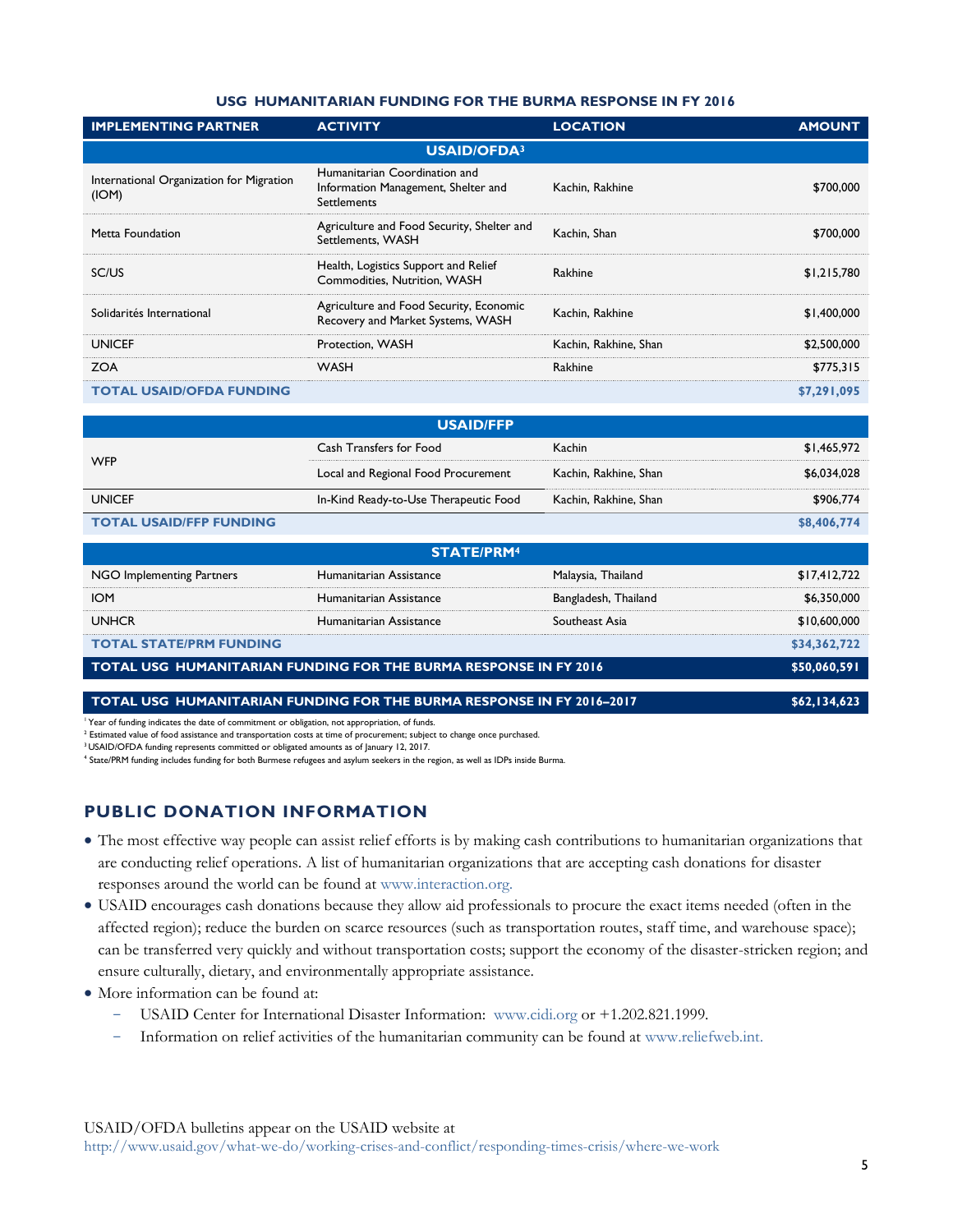### USG HUMANITARIAN FUNDING FOR THE BURMA RESPONSE IN FY 2016

| IMPLEMENTING PARTNER | ACTIVITY | LOCATION | AMOUNT |
|---|---|---|---|
| **USAID/OFDA[3]** | | | |
| International Organization for Migration (IOM) | Humanitarian Coordination and Information Management, Shelter and Settlements | Kachin, Rakhine | $700,000 |
| Metta Foundation | Agriculture and Food Security, Shelter and Settlements, WASH | Kachin, Shan | $700,000 |
| SC/US | Health, Logistics Support and Relief Commodities, Nutrition, WASH | Rakhine | $1,215,780 |
| Solidarités International | Agriculture and Food Security, Economic Recovery and Market Systems, WASH | Kachin, Rakhine | $1,400,000 |
| UNICEF | Protection, WASH | Kachin, Rakhine, Shan | $2,500,000 |
| ZOA | WASH | Rakhine | $775,315 |
| **TOTAL USAID/OFDA FUNDING** | | | **$7,291,095** |
| **USAID/FFP** | | | |
| WFP | Cash Transfers for Food | Kachin | $1,465,972 |
| | Local and Regional Food Procurement | Kachin, Rakhine, Shan | $6,034,028 |
| UNICEF | In-Kind Ready-to-Use Therapeutic Food | Kachin, Rakhine, Shan | $906,774 |
| **TOTAL USAID/FFP FUNDING** | | | **$8,406,774** |
| **STATE/PRM[4]** | | | |
| NGO Implementing Partners | Humanitarian Assistance | Malaysia, Thailand | $17,412,722 |
| IOM | Humanitarian Assistance | Bangladesh, Thailand | $6,350,000 |
| UNHCR | Humanitarian Assistance | Southeast Asia | $10,600,000 |
| **TOTAL STATE/PRM FUNDING** | | | **$34,362,722** |
| **TOTAL USG HUMANITARIAN FUNDING FOR THE BURMA RESPONSE IN FY 2016** | | | **$50,060,591** |
| **TOTAL USG HUMANITARIAN FUNDING FOR THE BURMA RESPONSE IN FY 2016–2017** | | | **$62,134,623** |

[1] Year of funding indicates the date of commitment or obligation, not appropriation, of funds.
[2] Estimated value of food assistance and transportation costs at time of procurement; subject to change once purchased.
[3] USAID/OFDA funding represents committed or obligated amounts as of January 12, 2017.
[4] State/PRM funding includes funding for both Burmese refugees and asylum seekers in the region, as well as IDPs inside Burma.

## PUBLIC DONATION INFORMATION

- The most effective way people can assist relief efforts is by making cash contributions to humanitarian organizations that are conducting relief operations. A list of humanitarian organizations that are accepting cash donations for disaster responses around the world can be found at www.interaction.org.
- USAID encourages cash donations because they allow aid professionals to procure the exact items needed (often in the affected region); reduce the burden on scarce resources (such as transportation routes, staff time, and warehouse space); can be transferred very quickly and without transportation costs; support the economy of the disaster-stricken region; and ensure culturally, dietary, and environmentally appropriate assistance.
- More information can be found at:
  - USAID Center for International Disaster Information: www.cidi.org or +1.202.821.1999.
  - Information on relief activities of the humanitarian community can be found at www.reliefweb.int.

USAID/OFDA bulletins appear on the USAID website at http://www.usaid.gov/what-we-do/working-crises-and-conflict/responding-times-crisis/where-we-work